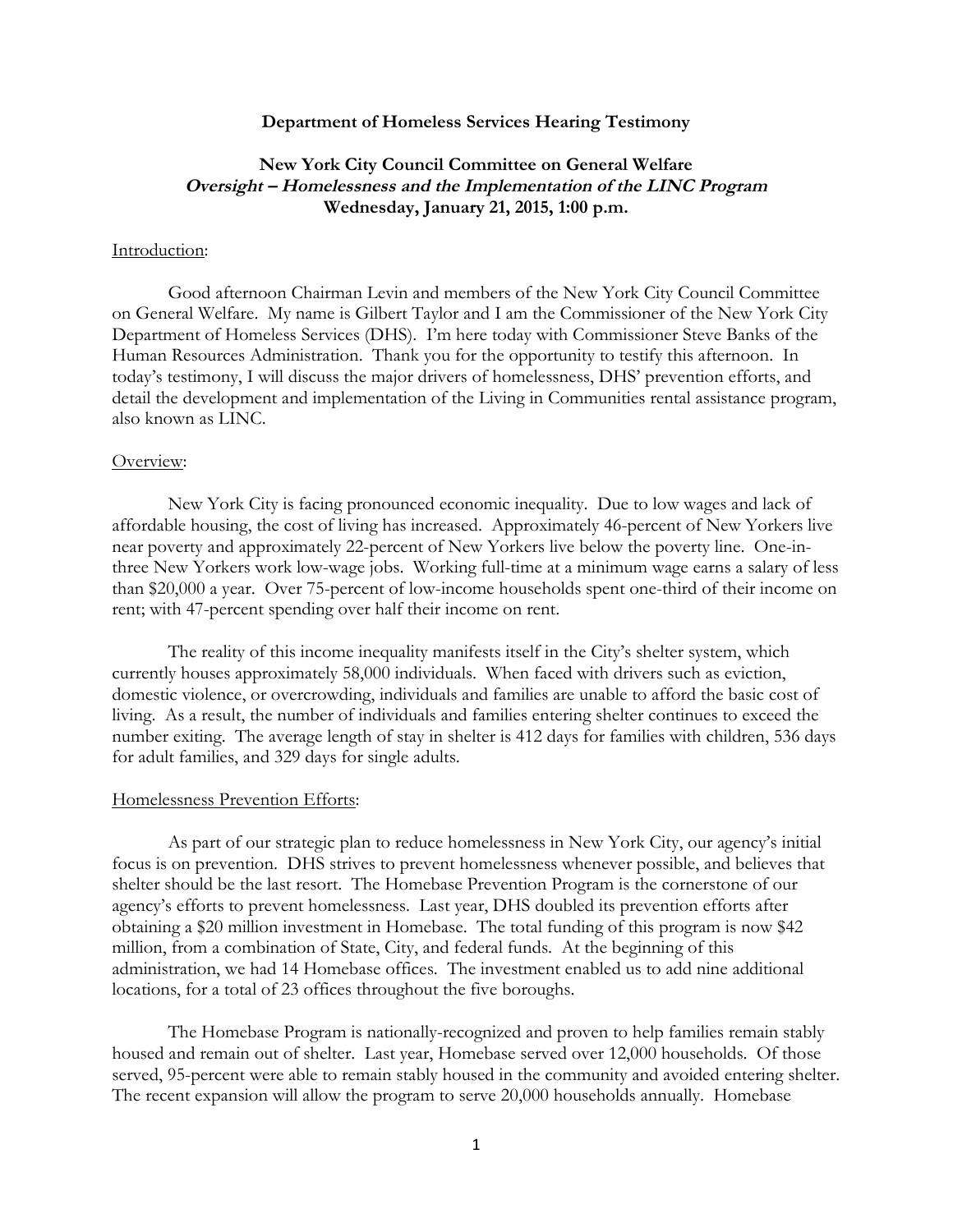**Department of Homeless Services Hearing Testimony**

**New York City Council Committee on General Welfare**
***Oversight – Homelessness and the Implementation of the LINC Program***
**Wednesday, January 21, 2015, 1:00 p.m.**

Introduction:

Good afternoon Chairman Levin and members of the New York City Council Committee on General Welfare. My name is Gilbert Taylor and I am the Commissioner of the New York City Department of Homeless Services (DHS). I'm here today with Commissioner Steve Banks of the Human Resources Administration. Thank you for the opportunity to testify this afternoon. In today's testimony, I will discuss the major drivers of homelessness, DHS' prevention efforts, and detail the development and implementation of the Living in Communities rental assistance program, also known as LINC.

Overview:

New York City is facing pronounced economic inequality. Due to low wages and lack of affordable housing, the cost of living has increased. Approximately 46-percent of New Yorkers live near poverty and approximately 22-percent of New Yorkers live below the poverty line. One-in-three New Yorkers work low-wage jobs. Working full-time at a minimum wage earns a salary of less than $20,000 a year. Over 75-percent of low-income households spent one-third of their income on rent; with 47-percent spending over half their income on rent.

The reality of this income inequality manifests itself in the City's shelter system, which currently houses approximately 58,000 individuals. When faced with drivers such as eviction, domestic violence, or overcrowding, individuals and families are unable to afford the basic cost of living. As a result, the number of individuals and families entering shelter continues to exceed the number exiting. The average length of stay in shelter is 412 days for families with children, 536 days for adult families, and 329 days for single adults.

Homelessness Prevention Efforts:

As part of our strategic plan to reduce homelessness in New York City, our agency's initial focus is on prevention. DHS strives to prevent homelessness whenever possible, and believes that shelter should be the last resort. The Homebase Prevention Program is the cornerstone of our agency's efforts to prevent homelessness. Last year, DHS doubled its prevention efforts after obtaining a $20 million investment in Homebase. The total funding of this program is now $42 million, from a combination of State, City, and federal funds. At the beginning of this administration, we had 14 Homebase offices. The investment enabled us to add nine additional locations, for a total of 23 offices throughout the five boroughs.

The Homebase Program is nationally-recognized and proven to help families remain stably housed and remain out of shelter. Last year, Homebase served over 12,000 households. Of those served, 95-percent were able to remain stably housed in the community and avoided entering shelter. The recent expansion will allow the program to serve 20,000 households annually. Homebase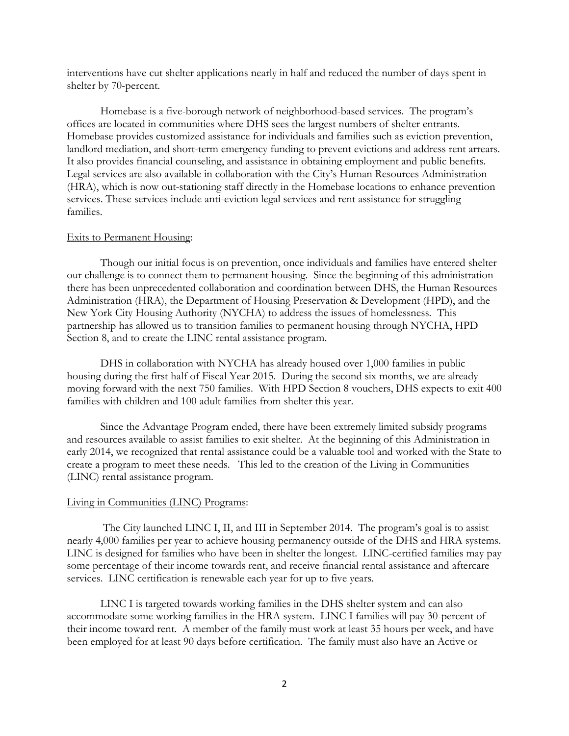interventions have cut shelter applications nearly in half and reduced the number of days spent in shelter by 70-percent.

Homebase is a five-borough network of neighborhood-based services. The program's offices are located in communities where DHS sees the largest numbers of shelter entrants. Homebase provides customized assistance for individuals and families such as eviction prevention, landlord mediation, and short-term emergency funding to prevent evictions and address rent arrears. It also provides financial counseling, and assistance in obtaining employment and public benefits. Legal services are also available in collaboration with the City's Human Resources Administration (HRA), which is now out-stationing staff directly in the Homebase locations to enhance prevention services. These services include anti-eviction legal services and rent assistance for struggling families.

<u>Exits to Permanent Housing</u>:

Though our initial focus is on prevention, once individuals and families have entered shelter our challenge is to connect them to permanent housing. Since the beginning of this administration there has been unprecedented collaboration and coordination between DHS, the Human Resources Administration (HRA), the Department of Housing Preservation & Development (HPD), and the New York City Housing Authority (NYCHA) to address the issues of homelessness. This partnership has allowed us to transition families to permanent housing through NYCHA, HPD Section 8, and to create the LINC rental assistance program.

DHS in collaboration with NYCHA has already housed over 1,000 families in public housing during the first half of Fiscal Year 2015. During the second six months, we are already moving forward with the next 750 families. With HPD Section 8 vouchers, DHS expects to exit 400 families with children and 100 adult families from shelter this year.

Since the Advantage Program ended, there have been extremely limited subsidy programs and resources available to assist families to exit shelter. At the beginning of this Administration in early 2014, we recognized that rental assistance could be a valuable tool and worked with the State to create a program to meet these needs. This led to the creation of the Living in Communities (LINC) rental assistance program.

<u>Living in Communities (LINC) Programs</u>:

The City launched LINC I, II, and III in September 2014. The program's goal is to assist nearly 4,000 families per year to achieve housing permanency outside of the DHS and HRA systems. LINC is designed for families who have been in shelter the longest. LINC-certified families may pay some percentage of their income towards rent, and receive financial rental assistance and aftercare services. LINC certification is renewable each year for up to five years.

LINC I is targeted towards working families in the DHS shelter system and can also accommodate some working families in the HRA system. LINC I families will pay 30-percent of their income toward rent. A member of the family must work at least 35 hours per week, and have been employed for at least 90 days before certification. The family must also have an Active or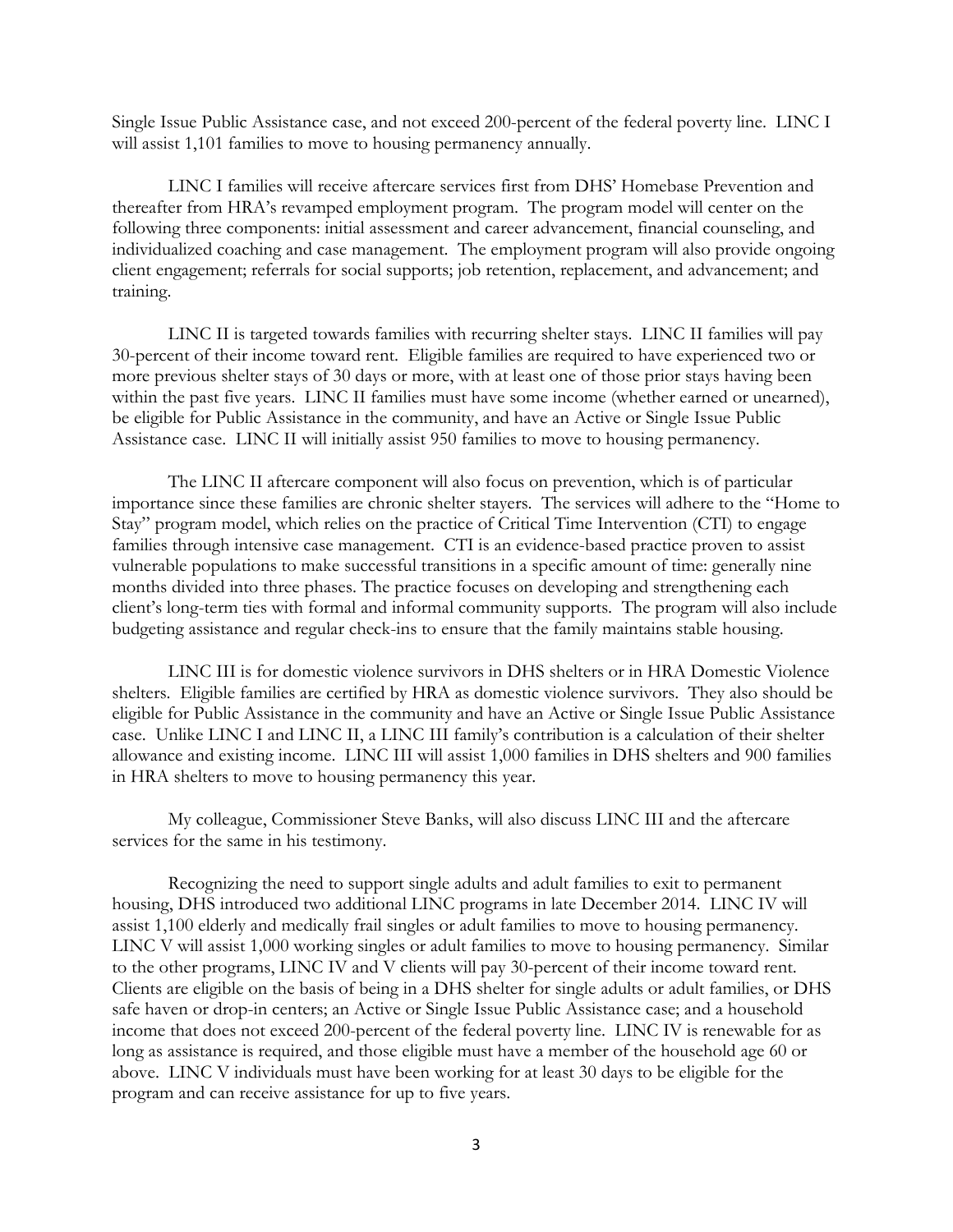Single Issue Public Assistance case, and not exceed 200-percent of the federal poverty line. LINC I will assist 1,101 families to move to housing permanency annually.

LINC I families will receive aftercare services first from DHS' Homebase Prevention and thereafter from HRA's revamped employment program. The program model will center on the following three components: initial assessment and career advancement, financial counseling, and individualized coaching and case management. The employment program will also provide ongoing client engagement; referrals for social supports; job retention, replacement, and advancement; and training.

LINC II is targeted towards families with recurring shelter stays. LINC II families will pay 30-percent of their income toward rent. Eligible families are required to have experienced two or more previous shelter stays of 30 days or more, with at least one of those prior stays having been within the past five years. LINC II families must have some income (whether earned or unearned), be eligible for Public Assistance in the community, and have an Active or Single Issue Public Assistance case. LINC II will initially assist 950 families to move to housing permanency.

The LINC II aftercare component will also focus on prevention, which is of particular importance since these families are chronic shelter stayers. The services will adhere to the "Home to Stay" program model, which relies on the practice of Critical Time Intervention (CTI) to engage families through intensive case management. CTI is an evidence-based practice proven to assist vulnerable populations to make successful transitions in a specific amount of time: generally nine months divided into three phases. The practice focuses on developing and strengthening each client's long-term ties with formal and informal community supports. The program will also include budgeting assistance and regular check-ins to ensure that the family maintains stable housing.

LINC III is for domestic violence survivors in DHS shelters or in HRA Domestic Violence shelters. Eligible families are certified by HRA as domestic violence survivors. They also should be eligible for Public Assistance in the community and have an Active or Single Issue Public Assistance case. Unlike LINC I and LINC II, a LINC III family's contribution is a calculation of their shelter allowance and existing income. LINC III will assist 1,000 families in DHS shelters and 900 families in HRA shelters to move to housing permanency this year.

My colleague, Commissioner Steve Banks, will also discuss LINC III and the aftercare services for the same in his testimony.

Recognizing the need to support single adults and adult families to exit to permanent housing, DHS introduced two additional LINC programs in late December 2014. LINC IV will assist 1,100 elderly and medically frail singles or adult families to move to housing permanency. LINC V will assist 1,000 working singles or adult families to move to housing permanency. Similar to the other programs, LINC IV and V clients will pay 30-percent of their income toward rent. Clients are eligible on the basis of being in a DHS shelter for single adults or adult families, or DHS safe haven or drop-in centers; an Active or Single Issue Public Assistance case; and a household income that does not exceed 200-percent of the federal poverty line. LINC IV is renewable for as long as assistance is required, and those eligible must have a member of the household age 60 or above. LINC V individuals must have been working for at least 30 days to be eligible for the program and can receive assistance for up to five years.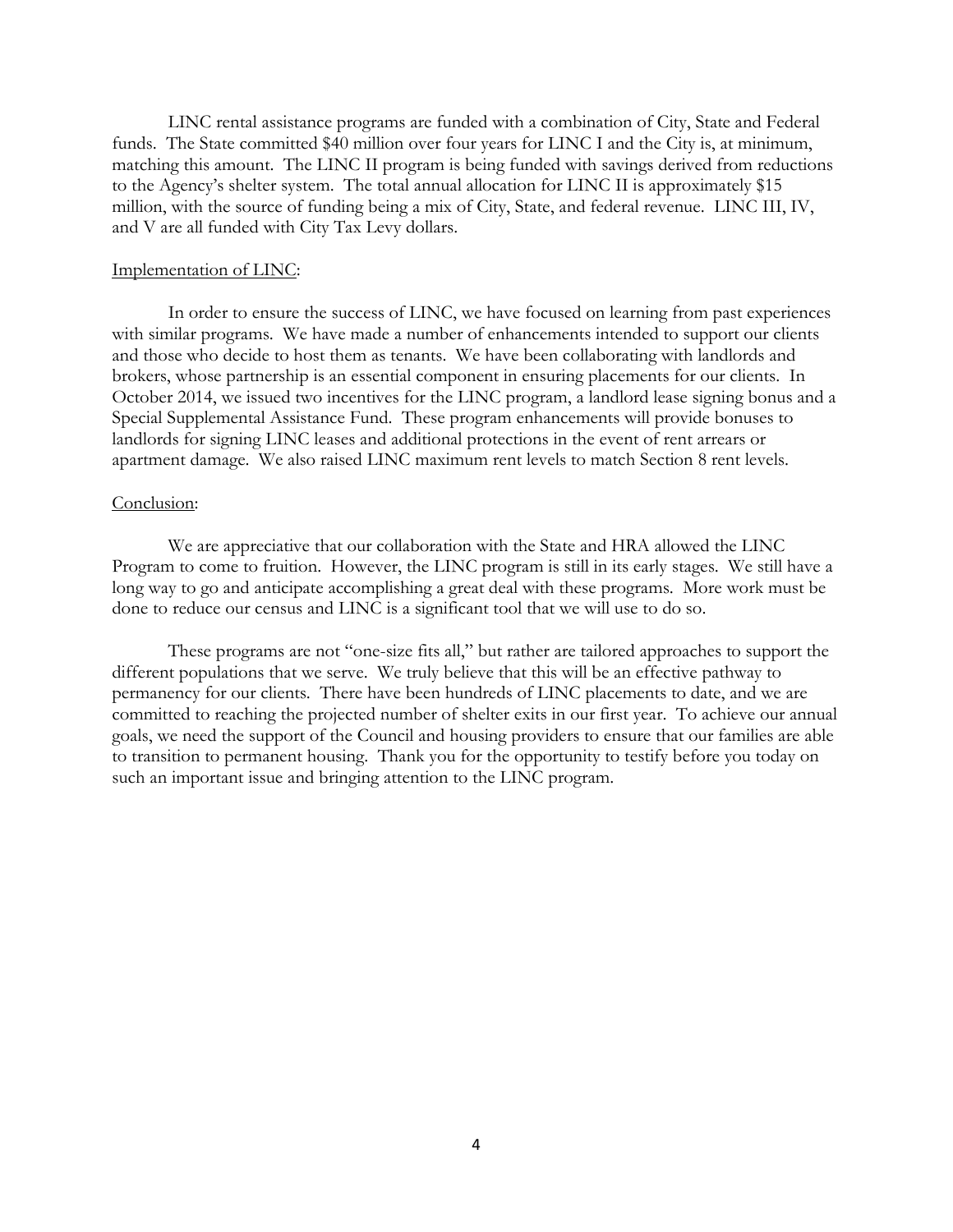LINC rental assistance programs are funded with a combination of City, State and Federal funds. The State committed $40 million over four years for LINC I and the City is, at minimum, matching this amount. The LINC II program is being funded with savings derived from reductions to the Agency's shelter system. The total annual allocation for LINC II is approximately $15 million, with the source of funding being a mix of City, State, and federal revenue. LINC III, IV, and V are all funded with City Tax Levy dollars.

Implementation of LINC:

In order to ensure the success of LINC, we have focused on learning from past experiences with similar programs. We have made a number of enhancements intended to support our clients and those who decide to host them as tenants. We have been collaborating with landlords and brokers, whose partnership is an essential component in ensuring placements for our clients. In October 2014, we issued two incentives for the LINC program, a landlord lease signing bonus and a Special Supplemental Assistance Fund. These program enhancements will provide bonuses to landlords for signing LINC leases and additional protections in the event of rent arrears or apartment damage. We also raised LINC maximum rent levels to match Section 8 rent levels.

Conclusion:

We are appreciative that our collaboration with the State and HRA allowed the LINC Program to come to fruition. However, the LINC program is still in its early stages. We still have a long way to go and anticipate accomplishing a great deal with these programs. More work must be done to reduce our census and LINC is a significant tool that we will use to do so.

These programs are not "one-size fits all," but rather are tailored approaches to support the different populations that we serve. We truly believe that this will be an effective pathway to permanency for our clients. There have been hundreds of LINC placements to date, and we are committed to reaching the projected number of shelter exits in our first year. To achieve our annual goals, we need the support of the Council and housing providers to ensure that our families are able to transition to permanent housing. Thank you for the opportunity to testify before you today on such an important issue and bringing attention to the LINC program.